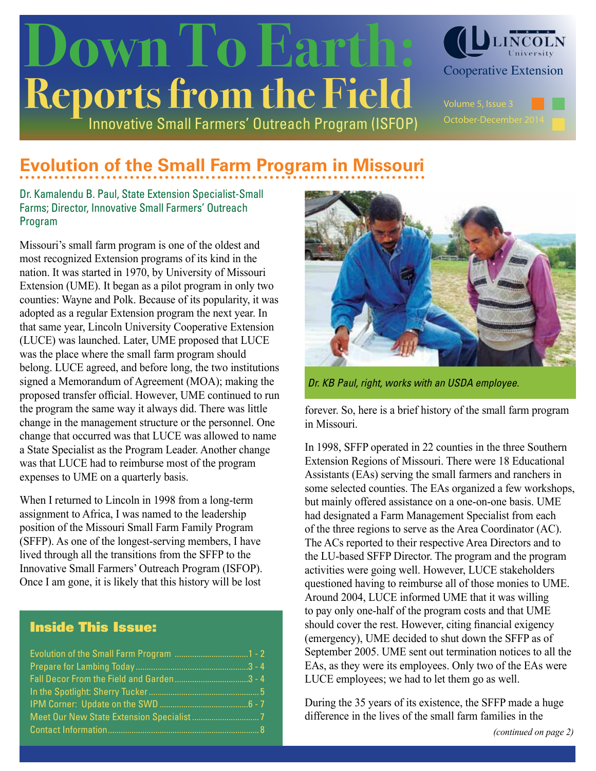# Down To Earth: Reports from the Field

Innovative Small Farmers' Outreach Program (ISFOP)

Lincoln University Cooperative Extension

Volume 5, Issue 3
October-December 2014

## Evolution of the Small Farm Program in Missouri

Dr. Kamalendu B. Paul, State Extension Specialist-Small Farms; Director, Innovative Small Farmers' Outreach Program

Missouri's small farm program is one of the oldest and most recognized Extension programs of its kind in the nation. It was started in 1970, by University of Missouri Extension (UME). It began as a pilot program in only two counties: Wayne and Polk. Because of its popularity, it was adopted as a regular Extension program the next year. In that same year, Lincoln University Cooperative Extension (LUCE) was launched. Later, UME proposed that LUCE was the place where the small farm program should belong. LUCE agreed, and before long, the two institutions signed a Memorandum of Agreement (MOA); making the proposed transfer official. However, UME continued to run the program the same way it always did. There was little change in the management structure or the personnel. One change that occurred was that LUCE was allowed to name a State Specialist as the Program Leader. Another change was that LUCE had to reimburse most of the program expenses to UME on a quarterly basis.

When I returned to Lincoln in 1998 from a long-term assignment to Africa, I was named to the leadership position of the Missouri Small Farm Family Program (SFFP). As one of the longest-serving members, I have lived through all the transitions from the SFFP to the Innovative Small Farmers' Outreach Program (ISFOP). Once I am gone, it is likely that this history will be lost forever. So, here is a brief history of the small farm program in Missouri.

*Dr. KB Paul, right, works with an USDA employee.*

In 1998, SFFP operated in 22 counties in the three Southern Extension Regions of Missouri. There were 18 Educational Assistants (EAs) serving the small farmers and ranchers in some selected counties. The EAs organized a few workshops, but mainly offered assistance on a one-on-one basis. UME had designated a Farm Management Specialist from each of the three regions to serve as the Area Coordinator (AC). The ACs reported to their respective Area Directors and to the LU-based SFFP Director. The program and the program activities were going well. However, LUCE stakeholders questioned having to reimburse all of those monies to UME. Around 2004, LUCE informed UME that it was willing to pay only one-half of the program costs and that UME should cover the rest. However, citing financial exigency (emergency), UME decided to shut down the SFFP as of September 2005. UME sent out termination notices to all the EAs, as they were its employees. Only two of the EAs were LUCE employees; we had to let them go as well.

During the 35 years of its existence, the SFFP made a huge difference in the lives of the small farm families in the

*(continued on page 2)*

### Inside This Issue:

- Evolution of the Small Farm Program .......... 1 - 2
- Prepare for Lambing Today .......... 3 - 4
- Fall Decor From the Field and Garden .......... 3 - 4
- In the Spotlight: Sherry Tucker .......... 5
- IPM Corner: Update on the SWD .......... 6 - 7
- Meet Our New State Extension Specialist .......... 7
- Contact Information .......... 8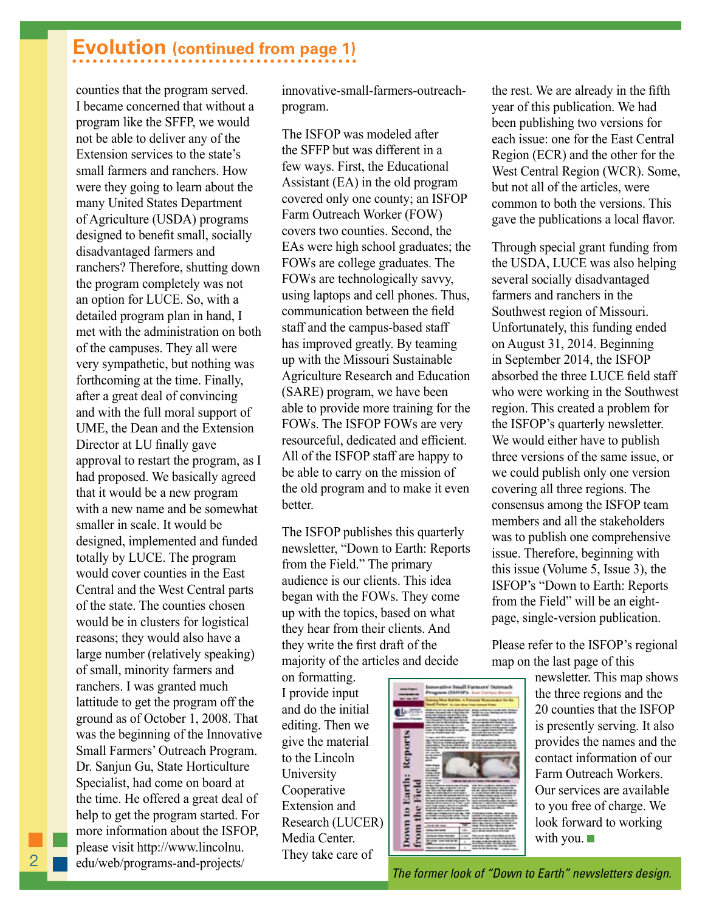## Evolution (continued from page 1)

counties that the program served. I became concerned that without a program like the SFFP, we would not be able to deliver any of the Extension services to the state's small farmers and ranchers. How were they going to learn about the many United States Department of Agriculture (USDA) programs designed to benefit small, socially disadvantaged farmers and ranchers? Therefore, shutting down the program completely was not an option for LUCE. So, with a detailed program plan in hand, I met with the administration on both of the campuses. They all were very sympathetic, but nothing was forthcoming at the time. Finally, after a great deal of convincing and with the full moral support of UME, the Dean and the Extension Director at LU finally gave approval to restart the program, as I had proposed. We basically agreed that it would be a new program with a new name and be somewhat smaller in scale. It would be designed, implemented and funded totally by LUCE. The program would cover counties in the East Central and the West Central parts of the state. The counties chosen would be in clusters for logistical reasons; they would also have a large number (relatively speaking) of small, minority farmers and ranchers. I was granted much lattitude to get the program off the ground as of October 1, 2008. That was the beginning of the Innovative Small Farmers' Outreach Program. Dr. Sanjun Gu, State Horticulture Specialist, had come on board at the time. He offered a great deal of help to get the program started. For more information about the ISFOP, please visit http://www.lincolnu.edu/web/programs-and-projects/innovative-small-farmers-outreach-program.

The ISFOP was modeled after the SFFP but was different in a few ways. First, the Educational Assistant (EA) in the old program covered only one county; an ISFOP Farm Outreach Worker (FOW) covers two counties. Second, the EAs were high school graduates; the FOWs are college graduates. The FOWs are technologically savvy, using laptops and cell phones. Thus, communication between the field staff and the campus-based staff has improved greatly. By teaming up with the Missouri Sustainable Agriculture Research and Education (SARE) program, we have been able to provide more training for the FOWs. The ISFOP FOWs are very resourceful, dedicated and efficient. All of the ISFOP staff are happy to be able to carry on the mission of the old program and to make it even better.

The ISFOP publishes this quarterly newsletter, "Down to Earth: Reports from the Field." The primary audience is our clients. This idea began with the FOWs. They come up with the topics, based on what they hear from their clients. And they write the first draft of the majority of the articles and decide on formatting. I provide input and do the initial editing. Then we give the material to the Lincoln University Cooperative Extension and Research (LUCER) Media Center. They take care of the rest. We are already in the fifth year of this publication. We had been publishing two versions for each issue: one for the East Central Region (ECR) and the other for the West Central Region (WCR). Some, but not all of the articles, were common to both the versions. This gave the publications a local flavor.

Through special grant funding from the USDA, LUCE was also helping several socially disadvantaged farmers and ranchers in the Southwest region of Missouri. Unfortunately, this funding ended on August 31, 2014. Beginning in September 2014, the ISFOP absorbed the three LUCE field staff who were working in the Southwest region. This created a problem for the ISFOP's quarterly newsletter. We would either have to publish three versions of the same issue, or we could publish only one version covering all three regions. The consensus among the ISFOP team members and all the stakeholders was to publish one comprehensive issue. Therefore, beginning with this issue (Volume 5, Issue 3), the ISFOP's "Down to Earth: Reports from the Field" will be an eight-page, single-version publication.

Please refer to the ISFOP's regional map on the last page of this newsletter. This map shows the three regions and the 20 counties that the ISFOP is presently serving. It also provides the names and the contact information of our Farm Outreach Workers. Our services are available to you free of charge. We look forward to working with you. ■

*The former look of "Down to Earth" newsletters design.*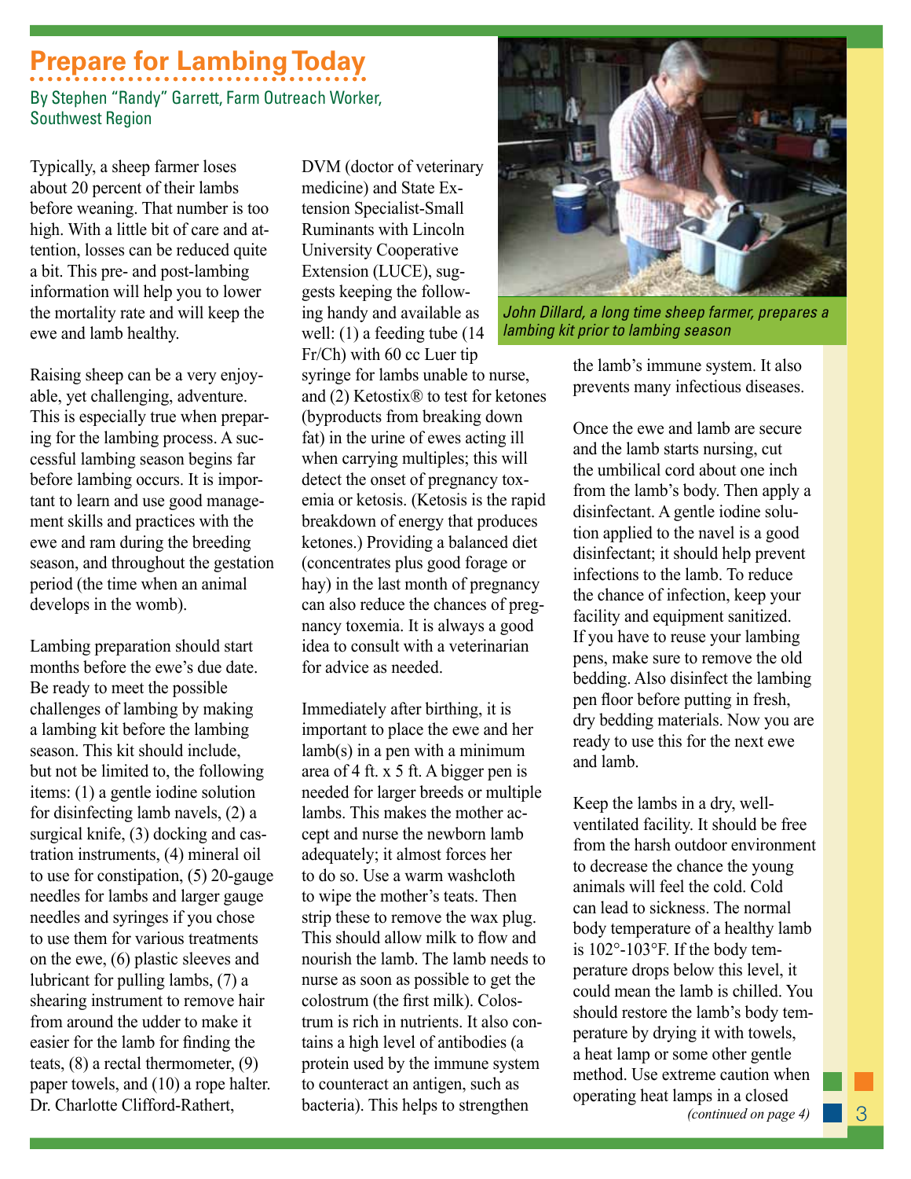# Prepare for Lambing Today

By Stephen "Randy" Garrett, Farm Outreach Worker, Southwest Region

Typically, a sheep farmer loses about 20 percent of their lambs before weaning. That number is too high. With a little bit of care and attention, losses can be reduced quite a bit. This pre- and post-lambing information will help you to lower the mortality rate and will keep the ewe and lamb healthy.

Raising sheep can be a very enjoyable, yet challenging, adventure. This is especially true when preparing for the lambing process. A successful lambing season begins far before lambing occurs. It is important to learn and use good management skills and practices with the ewe and ram during the breeding season, and throughout the gestation period (the time when an animal develops in the womb).

Lambing preparation should start months before the ewe's due date. Be ready to meet the possible challenges of lambing by making a lambing kit before the lambing season. This kit should include, but not be limited to, the following items: (1) a gentle iodine solution for disinfecting lamb navels, (2) a surgical knife, (3) docking and castration instruments, (4) mineral oil to use for constipation, (5) 20-gauge needles for lambs and larger gauge needles and syringes if you chose to use them for various treatments on the ewe, (6) plastic sleeves and lubricant for pulling lambs, (7) a shearing instrument to remove hair from around the udder to make it easier for the lamb for finding the teats, (8) a rectal thermometer, (9) paper towels, and (10) a rope halter. Dr. Charlotte Clifford-Rathert, DVM (doctor of veterinary medicine) and State Extension Specialist-Small Ruminants with Lincoln University Cooperative Extension (LUCE), suggests keeping the following handy and available as well: (1) a feeding tube (14 Fr/Ch) with 60 cc Luer tip syringe for lambs unable to nurse, and (2) Ketostix® to test for ketones (byproducts from breaking down fat) in the urine of ewes acting ill when carrying multiples; this will detect the onset of pregnancy toxemia or ketosis. (Ketosis is the rapid breakdown of energy that produces ketones.) Providing a balanced diet (concentrates plus good forage or hay) in the last month of pregnancy can also reduce the chances of pregnancy toxemia. It is always a good idea to consult with a veterinarian for advice as needed.

*John Dillard, a long time sheep farmer, prepares a lambing kit prior to lambing season*

Immediately after birthing, it is important to place the ewe and her lamb(s) in a pen with a minimum area of 4 ft. x 5 ft. A bigger pen is needed for larger breeds or multiple lambs. This makes the mother accept and nurse the newborn lamb adequately; it almost forces her to do so. Use a warm washcloth to wipe the mother's teats. Then strip these to remove the wax plug. This should allow milk to flow and nourish the lamb. The lamb needs to nurse as soon as possible to get the colostrum (the first milk). Colostrum is rich in nutrients. It also contains a high level of antibodies (a protein used by the immune system to counteract an antigen, such as bacteria). This helps to strengthen the lamb's immune system. It also prevents many infectious diseases.

Once the ewe and lamb are secure and the lamb starts nursing, cut the umbilical cord about one inch from the lamb's body. Then apply a disinfectant. A gentle iodine solution applied to the navel is a good disinfectant; it should help prevent infections to the lamb. To reduce the chance of infection, keep your facility and equipment sanitized. If you have to reuse your lambing pens, make sure to remove the old bedding. Also disinfect the lambing pen floor before putting in fresh, dry bedding materials. Now you are ready to use this for the next ewe and lamb.

Keep the lambs in a dry, well-ventilated facility. It should be free from the harsh outdoor environment to decrease the chance the young animals will feel the cold. Cold can lead to sickness. The normal body temperature of a healthy lamb is 102°-103°F. If the body temperature drops below this level, it could mean the lamb is chilled. You should restore the lamb's body temperature by drying it with towels, a heat lamp or some other gentle method. Use extreme caution when operating heat lamps in a closed

*(continued on page 4)*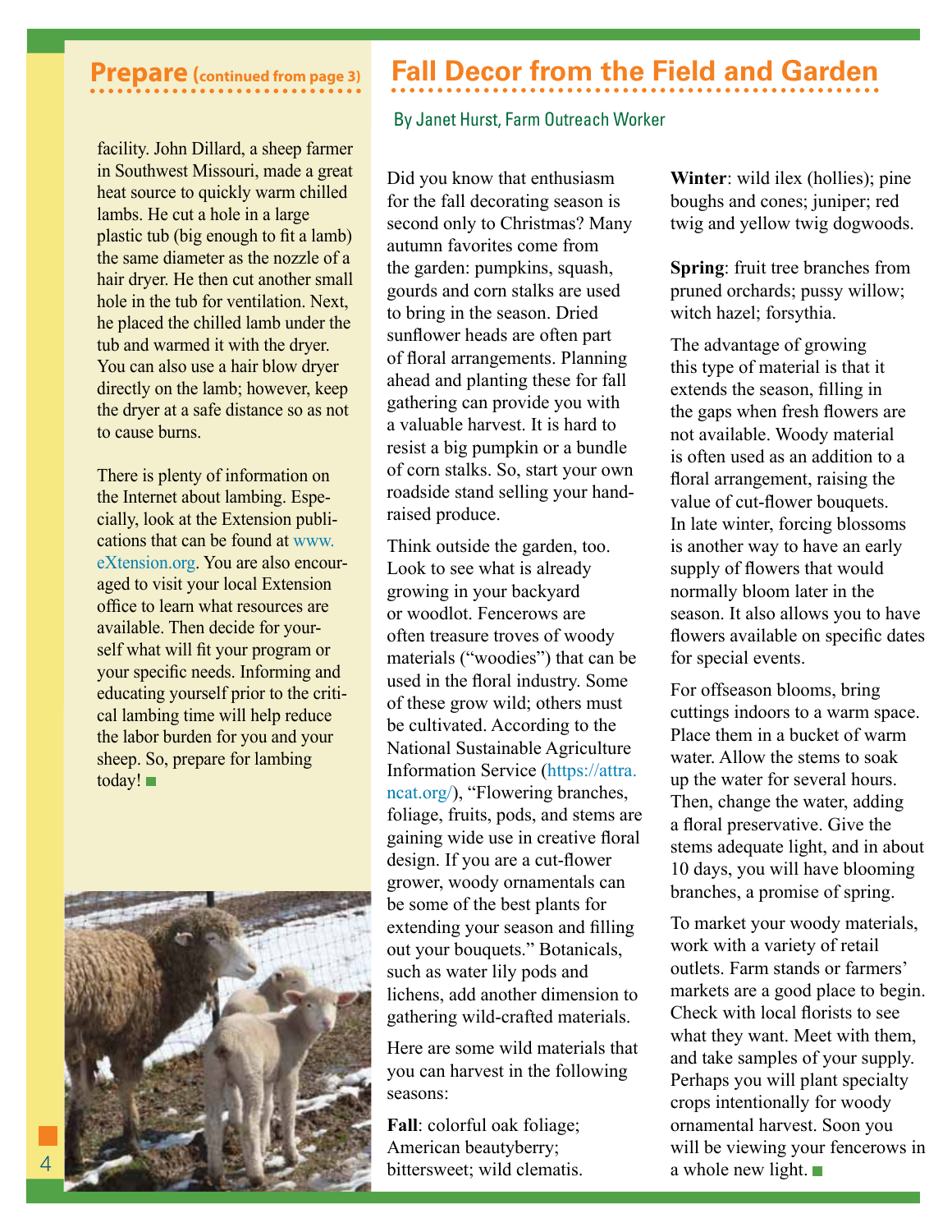## Prepare (continued from page 3)

facility. John Dillard, a sheep farmer in Southwest Missouri, made a great heat source to quickly warm chilled lambs. He cut a hole in a large plastic tub (big enough to fit a lamb) the same diameter as the nozzle of a hair dryer. He then cut another small hole in the tub for ventilation. Next, he placed the chilled lamb under the tub and warmed it with the dryer. You can also use a hair blow dryer directly on the lamb; however, keep the dryer at a safe distance so as not to cause burns.

There is plenty of information on the Internet about lambing. Especially, look at the Extension publications that can be found at www.eXtension.org. You are also encouraged to visit your local Extension office to learn what resources are available. Then decide for yourself what will fit your program or your specific needs. Informing and educating yourself prior to the critical lambing time will help reduce the labor burden for you and your sheep. So, prepare for lambing today! ■

## Fall Decor from the Field and Garden

By Janet Hurst, Farm Outreach Worker

Did you know that enthusiasm for the fall decorating season is second only to Christmas? Many autumn favorites come from the garden: pumpkins, squash, gourds and corn stalks are used to bring in the season. Dried sunflower heads are often part of floral arrangements. Planning ahead and planting these for fall gathering can provide you with a valuable harvest. It is hard to resist a big pumpkin or a bundle of corn stalks. So, start your own roadside stand selling your hand-raised produce.

Think outside the garden, too. Look to see what is already growing in your backyard or woodlot. Fencerows are often treasure troves of woody materials ("woodies") that can be used in the floral industry. Some of these grow wild; others must be cultivated. According to the National Sustainable Agriculture Information Service (https://attra.ncat.org/), "Flowering branches, foliage, fruits, pods, and stems are gaining wide use in creative floral design. If you are a cut-flower grower, woody ornamentals can be some of the best plants for extending your season and filling out your bouquets." Botanicals, such as water lily pods and lichens, add another dimension to gathering wild-crafted materials.

Here are some wild materials that you can harvest in the following seasons:

**Fall**: colorful oak foliage; American beautyberry; bittersweet; wild clematis.

**Winter**: wild ilex (hollies); pine boughs and cones; juniper; red twig and yellow twig dogwoods.

**Spring**: fruit tree branches from pruned orchards; pussy willow; witch hazel; forsythia.

The advantage of growing this type of material is that it extends the season, filling in the gaps when fresh flowers are not available. Woody material is often used as an addition to a floral arrangement, raising the value of cut-flower bouquets. In late winter, forcing blossoms is another way to have an early supply of flowers that would normally bloom later in the season. It also allows you to have flowers available on specific dates for special events.

For offseason blooms, bring cuttings indoors to a warm space. Place them in a bucket of warm water. Allow the stems to soak up the water for several hours. Then, change the water, adding a floral preservative. Give the stems adequate light, and in about 10 days, you will have blooming branches, a promise of spring.

To market your woody materials, work with a variety of retail outlets. Farm stands or farmers' markets are a good place to begin. Check with local florists to see what they want. Meet with them, and take samples of your supply. Perhaps you will plant specialty crops intentionally for woody ornamental harvest. Soon you will be viewing your fencerows in a whole new light. ■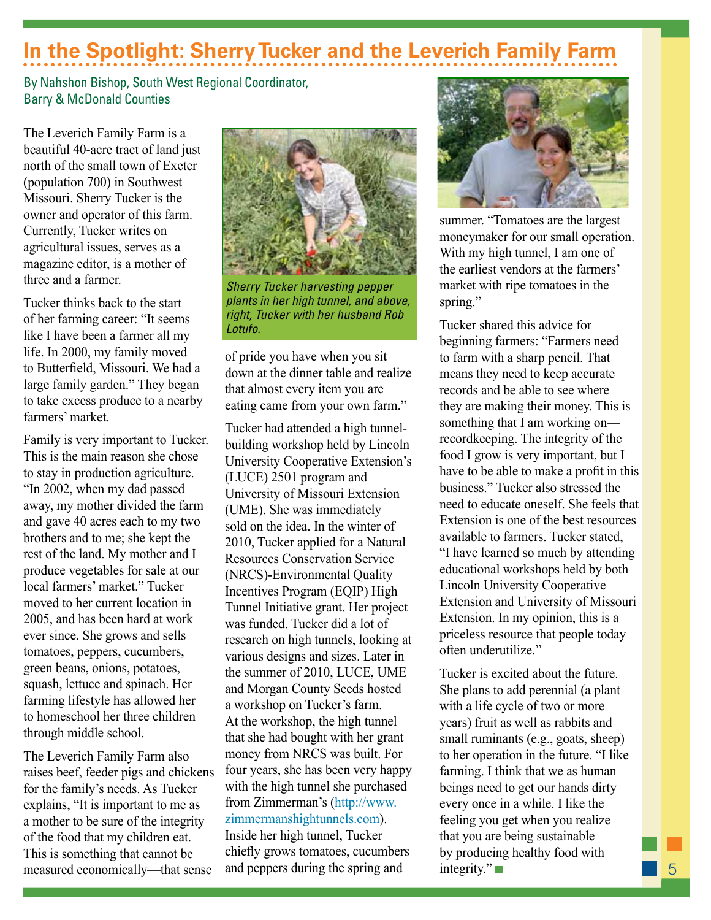# In the Spotlight: Sherry Tucker and the Leverich Family Farm

By Nahshon Bishop, South West Regional Coordinator, Barry & McDonald Counties

The Leverich Family Farm is a beautiful 40-acre tract of land just north of the small town of Exeter (population 700) in Southwest Missouri. Sherry Tucker is the owner and operator of this farm. Currently, Tucker writes on agricultural issues, serves as a magazine editor, is a mother of three and a farmer.

Tucker thinks back to the start of her farming career: "It seems like I have been a farmer all my life. In 2000, my family moved to Butterfield, Missouri. We had a large family garden." They began to take excess produce to a nearby farmers' market.

Family is very important to Tucker. This is the main reason she chose to stay in production agriculture. "In 2002, when my dad passed away, my mother divided the farm and gave 40 acres each to my two brothers and to me; she kept the rest of the land. My mother and I produce vegetables for sale at our local farmers' market." Tucker moved to her current location in 2005, and has been hard at work ever since. She grows and sells tomatoes, peppers, cucumbers, green beans, onions, potatoes, squash, lettuce and spinach. Her farming lifestyle has allowed her to homeschool her three children through middle school.

The Leverich Family Farm also raises beef, feeder pigs and chickens for the family's needs. As Tucker explains, "It is important to me as a mother to be sure of the integrity of the food that my children eat. This is something that cannot be measured economically—that sense of pride you have when you sit down at the dinner table and realize that almost every item you are eating came from your own farm."

*Sherry Tucker harvesting pepper plants in her high tunnel, and above, right, Tucker with her husband Rob Lotufo.*

Tucker had attended a high tunnel-building workshop held by Lincoln University Cooperative Extension's (LUCE) 2501 program and University of Missouri Extension (UME). She was immediately sold on the idea. In the winter of 2010, Tucker applied for a Natural Resources Conservation Service (NRCS)-Environmental Quality Incentives Program (EQIP) High Tunnel Initiative grant. Her project was funded. Tucker did a lot of research on high tunnels, looking at various designs and sizes. Later in the summer of 2010, LUCE, UME and Morgan County Seeds hosted a workshop on Tucker's farm. At the workshop, the high tunnel that she had bought with her grant money from NRCS was built. For four years, she has been very happy with the high tunnel she purchased from Zimmerman's (http://www.zimmermanshightunnels.com). Inside her high tunnel, Tucker chiefly grows tomatoes, cucumbers and peppers during the spring and summer. "Tomatoes are the largest moneymaker for our small operation. With my high tunnel, I am one of the earliest vendors at the farmers' market with ripe tomatoes in the spring."

Tucker shared this advice for beginning farmers: "Farmers need to farm with a sharp pencil. That means they need to keep accurate records and be able to see where they are making their money. This is something that I am working on—recordkeeping. The integrity of the food I grow is very important, but I have to be able to make a profit in this business." Tucker also stressed the need to educate oneself. She feels that Extension is one of the best resources available to farmers. Tucker stated, "I have learned so much by attending educational workshops held by both Lincoln University Cooperative Extension and University of Missouri Extension. In my opinion, this is a priceless resource that people today often underutilize."

Tucker is excited about the future. She plans to add perennial (a plant with a life cycle of two or more years) fruit as well as rabbits and small ruminants (e.g., goats, sheep) to her operation in the future. "I like farming. I think that we as human beings need to get our hands dirty every once in a while. I like the feeling you get when you realize that you are being sustainable by producing healthy food with integrity."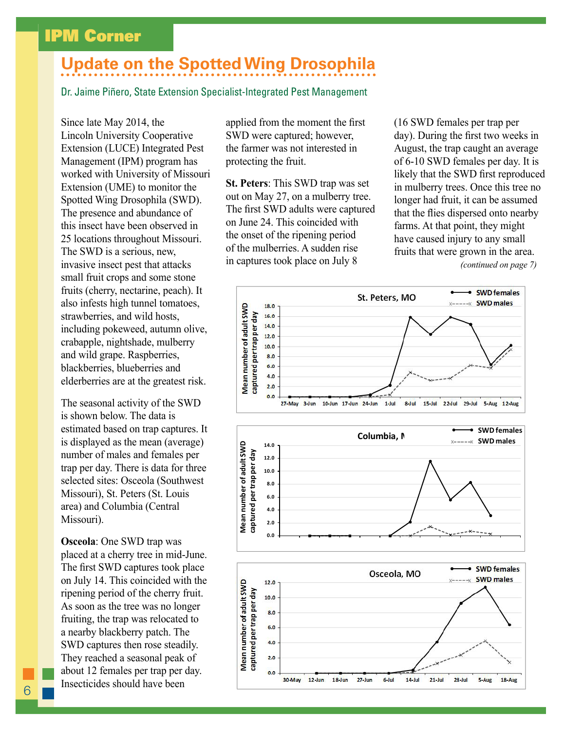## IPM Corner

# Update on the Spotted Wing Drosophila

Dr. Jaime Piñero, State Extension Specialist-Integrated Pest Management

Since late May 2014, the Lincoln University Cooperative Extension (LUCE) Integrated Pest Management (IPM) program has worked with University of Missouri Extension (UME) to monitor the Spotted Wing Drosophila (SWD). The presence and abundance of this insect have been observed in 25 locations throughout Missouri. The SWD is a serious, new, invasive insect pest that attacks small fruit crops and some stone fruits (cherry, nectarine, peach). It also infests high tunnel tomatoes, strawberries, and wild hosts, including pokeweed, autumn olive, crabapple, nightshade, mulberry and wild grape. Raspberries, blackberries, blueberries and elderberries are at the greatest risk.

The seasonal activity of the SWD is shown below. The data is estimated based on trap captures. It is displayed as the mean (average) number of males and females per trap per day. There is data for three selected sites: Osceola (Southwest Missouri), St. Peters (St. Louis area) and Columbia (Central Missouri).

**Osceola**: One SWD trap was placed at a cherry tree in mid-June. The first SWD captures took place on July 14. This coincided with the ripening period of the cherry fruit. As soon as the tree was no longer fruiting, the trap was relocated to a nearby blackberry patch. The SWD captures then rose steadily. They reached a seasonal peak of about 12 females per trap per day. Insecticides should have been applied from the moment the first SWD were captured; however, the farmer was not interested in protecting the fruit.

**St. Peters**: This SWD trap was set out on May 27, on a mulberry tree. The first SWD adults were captured on June 24. This coincided with the onset of the ripening period of the mulberries. A sudden rise in captures took place on July 8 (16 SWD females per trap per day). During the first two weeks in August, the trap caught an average of 6-10 SWD females per day. It is likely that the SWD first reproduced in mulberry trees. Once this tree no longer had fruit, it can be assumed that the flies dispersed onto nearby farms. At that point, they might have caused injury to any small fruits that were grown in the area.

*(continued on page 7)*

**St. Peters, MO** — Mean number of adult SWD captured per trap per day (SWD females, SWD males); dates 27-May to 12-Aug.

**Columbia, MO** — Mean number of adult SWD captured per trap per day (SWD females, SWD males).

**Osceola, MO** — Mean number of adult SWD captured per trap per day (SWD females, SWD males); dates 30-May to 18-Aug.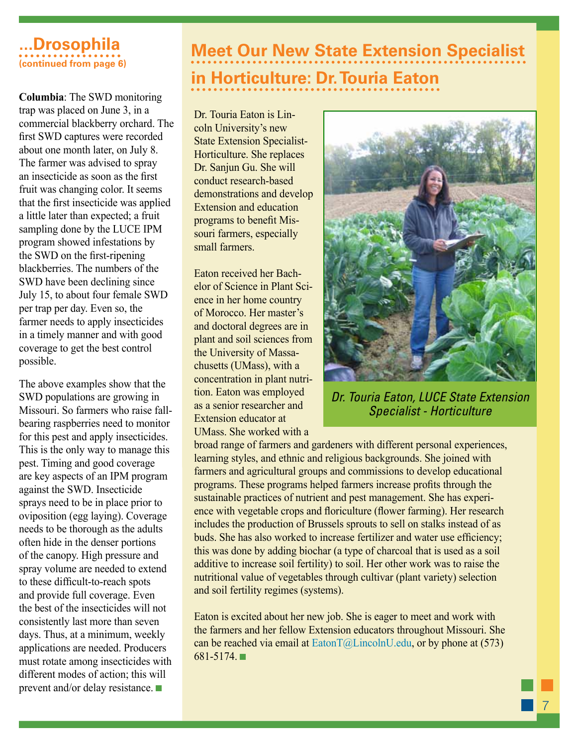## ...Drosophila

**(continued from page 6)**

**Columbia**: The SWD monitoring trap was placed on June 3, in a commercial blackberry orchard. The first SWD captures were recorded about one month later, on July 8. The farmer was advised to spray an insecticide as soon as the first fruit was changing color. It seems that the first insecticide was applied a little later than expected; a fruit sampling done by the LUCE IPM program showed infestations by the SWD on the first-ripening blackberries. The numbers of the SWD have been declining since July 15, to about four female SWD per trap per day. Even so, the farmer needs to apply insecticides in a timely manner and with good coverage to get the best control possible.

The above examples show that the SWD populations are growing in Missouri. So farmers who raise fall-bearing raspberries need to monitor for this pest and apply insecticides. This is the only way to manage this pest. Timing and good coverage are key aspects of an IPM program against the SWD. Insecticide sprays need to be in place prior to oviposition (egg laying). Coverage needs to be thorough as the adults often hide in the denser portions of the canopy. High pressure and spray volume are needed to extend to these difficult-to-reach spots and provide full coverage. Even the best of the insecticides will not consistently last more than seven days. Thus, at a minimum, weekly applications are needed. Producers must rotate among insecticides with different modes of action; this will prevent and/or delay resistance.

## Meet Our New State Extension Specialist in Horticulture: Dr. Touria Eaton

Dr. Touria Eaton is Lincoln University's new State Extension Specialist-Horticulture. She replaces Dr. Sanjun Gu. She will conduct research-based demonstrations and develop Extension and education programs to benefit Missouri farmers, especially small farmers.

*Dr. Touria Eaton, LUCE State Extension Specialist - Horticulture*

Eaton received her Bachelor of Science in Plant Science in her home country of Morocco. Her master's and doctoral degrees are in plant and soil sciences from the University of Massachusetts (UMass), with a concentration in plant nutrition. Eaton was employed as a senior researcher and Extension educator at UMass. She worked with a broad range of farmers and gardeners with different personal experiences, learning styles, and ethnic and religious backgrounds. She joined with farmers and agricultural groups and commissions to develop educational programs. These programs helped farmers increase profits through the sustainable practices of nutrient and pest management. She has experience with vegetable crops and floriculture (flower farming). Her research includes the production of Brussels sprouts to sell on stalks instead of as buds. She has also worked to increase fertilizer and water use efficiency; this was done by adding biochar (a type of charcoal that is used as a soil additive to increase soil fertility) to soil. Her other work was to raise the nutritional value of vegetables through cultivar (plant variety) selection and soil fertility regimes (systems).

Eaton is excited about her new job. She is eager to meet and work with the farmers and her fellow Extension educators throughout Missouri. She can be reached via email at EatonT@LincolnU.edu, or by phone at (573) 681-5174.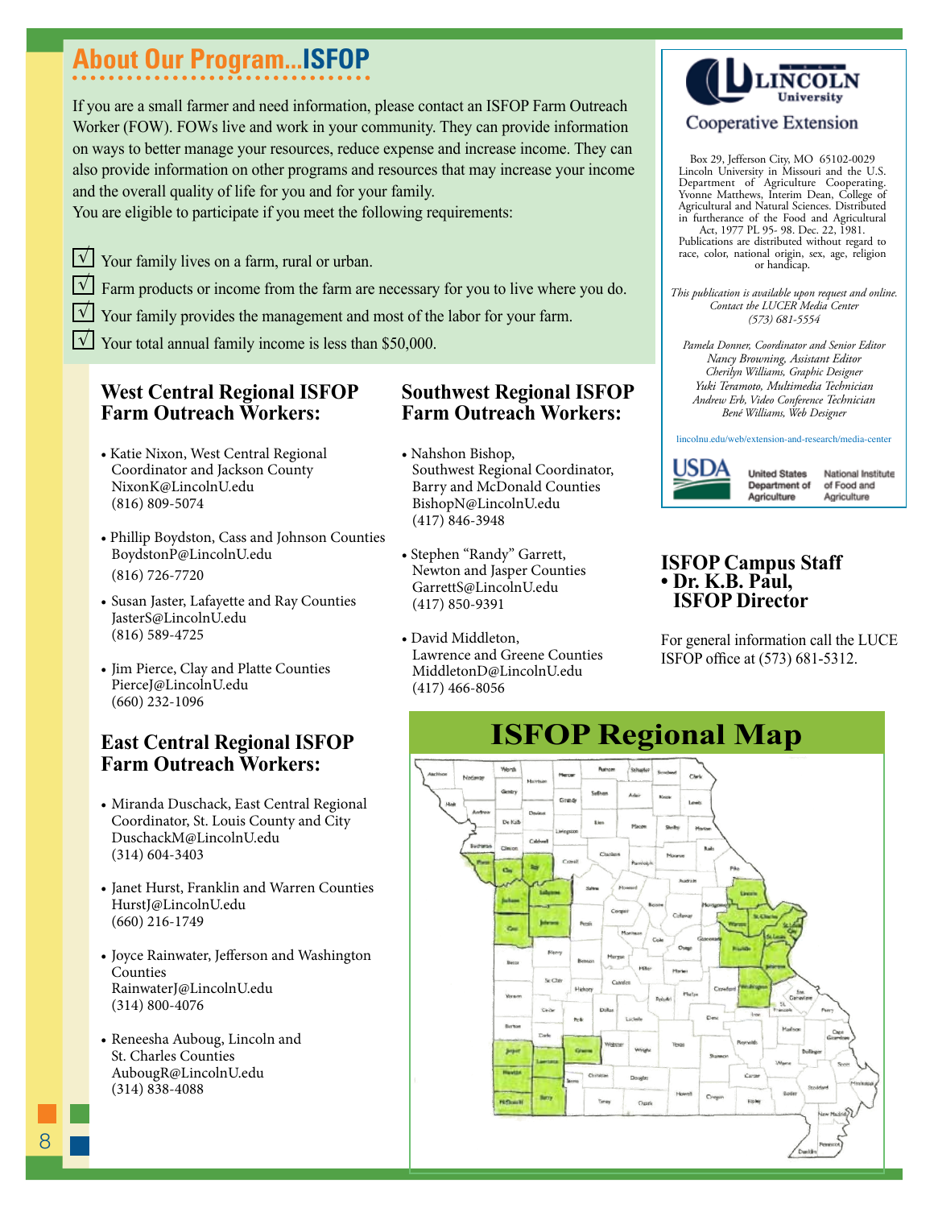## About Our Program...ISFOP

If you are a small farmer and need information, please contact an ISFOP Farm Outreach Worker (FOW). FOWs live and work in your community. They can provide information on ways to better manage your resources, reduce expense and increase income. They can also provide information on other programs and resources that may increase your income and the overall quality of life for you and for your family.

You are eligible to participate if you meet the following requirements:

- √ Your family lives on a farm, rural or urban.
- √ Farm products or income from the farm are necessary for you to live where you do.
- √ Your family provides the management and most of the labor for your farm.
- √ Your total annual family income is less than $50,000.

### West Central Regional ISFOP Farm Outreach Workers:

- Katie Nixon, West Central Regional Coordinator and Jackson County
  NixonK@LincolnU.edu
  (816) 809-5074
- Phillip Boydston, Cass and Johnson Counties
  BoydstonP@LincolnU.edu
  (816) 726-7720
- Susan Jaster, Lafayette and Ray Counties
  JasterS@LincolnU.edu
  (816) 589-4725
- Jim Pierce, Clay and Platte Counties
  PierceJ@LincolnU.edu
  (660) 232-1096

### East Central Regional ISFOP Farm Outreach Workers:

- Miranda Duschack, East Central Regional Coordinator, St. Louis County and City
  DuschackM@LincolnU.edu
  (314) 604-3403
- Janet Hurst, Franklin and Warren Counties
  HurstJ@LincolnU.edu
  (660) 216-1749
- Joyce Rainwater, Jefferson and Washington Counties
  RainwaterJ@LincolnU.edu
  (314) 800-4076
- Reneesha Auboug, Lincoln and St. Charles Counties
  AubougR@LincolnU.edu
  (314) 838-4088

### Southwest Regional ISFOP Farm Outreach Workers:

- Nahshon Bishop, Southwest Regional Coordinator, Barry and McDonald Counties
  BishopN@LincolnU.edu
  (417) 846-3948
- Stephen "Randy" Garrett, Newton and Jasper Counties
  GarrettS@LincolnU.edu
  (417) 850-9391
- David Middleton, Lawrence and Greene Counties
  MiddletonD@LincolnU.edu
  (417) 466-8056

Lincoln University Cooperative Extension

Box 29, Jefferson City, MO 65102-0029
Lincoln University in Missouri and the U.S. Department of Agriculture Cooperating. Yvonne Matthews, Interim Dean, College of Agricultural and Natural Sciences. Distributed in furtherance of the Food and Agricultural Act, 1977 PL 95- 98. Dec. 22, 1981. Publications are distributed without regard to race, color, national origin, sex, age, religion or handicap.

*This publication is available upon request and online. Contact the LUCER Media Center (573) 681-5554*

*Pamela Donner, Coordinator and Senior Editor*
*Nancy Browning, Assistant Editor*
*Cherilyn Williams, Graphic Designer*
*Yuki Teramoto, Multimedia Technician*
*Andrew Erb, Video Conference Technician*
*Bené Williams, Web Designer*

lincolnu.edu/web/extension-and-research/media-center

USDA United States Department of Agriculture | National Institute of Food and Agriculture

### ISFOP Campus Staff

- **Dr. K.B. Paul, ISFOP Director**

For general information call the LUCE ISFOP office at (573) 681-5312.

## ISFOP Regional Map